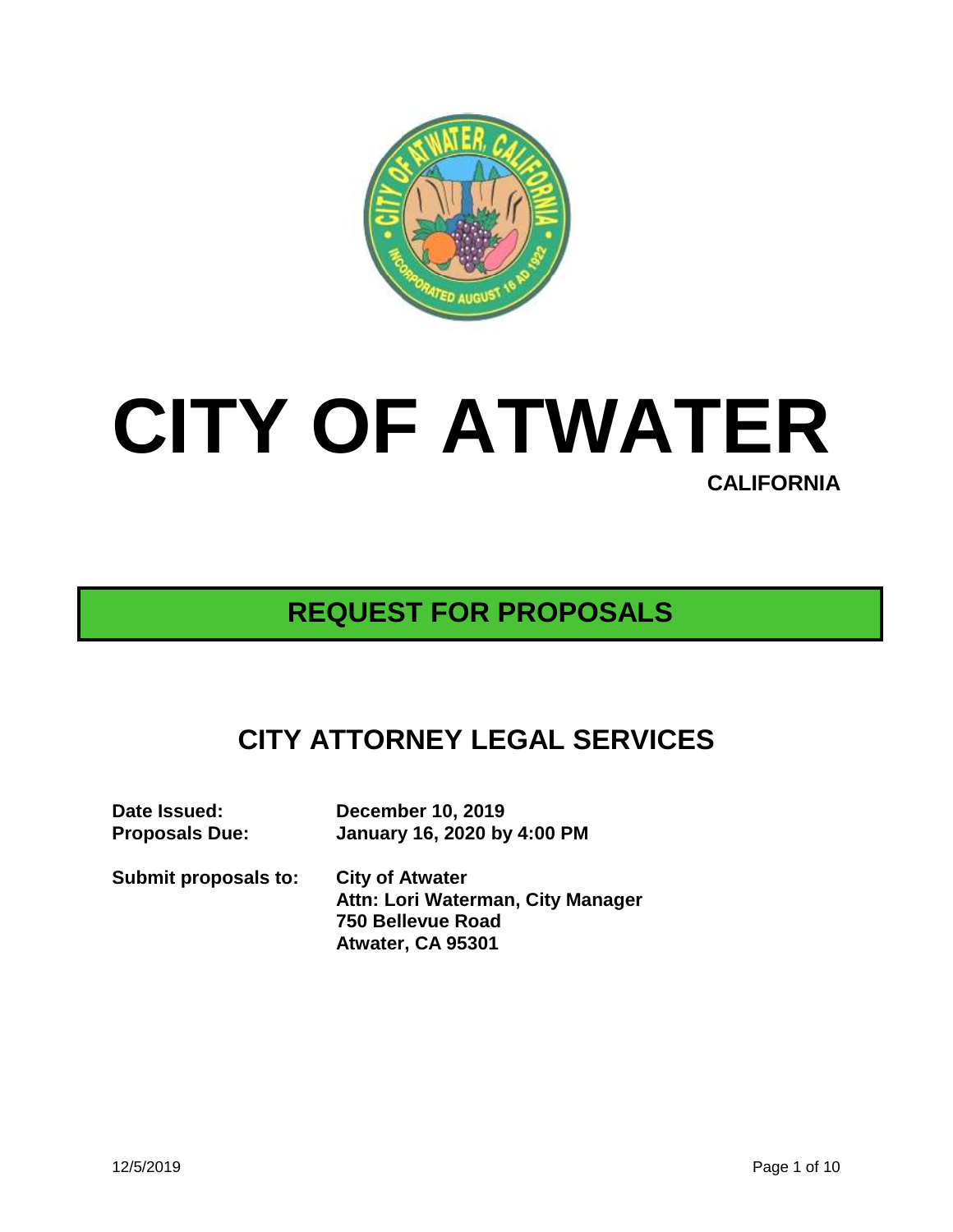# CITY OF ATWATER

**CALIFORNIA**

## REQUEST FOR PROPOSALS

## CITY ATTORNEY LEGAL SERVICES

**Date Issued:** December 10, 2019
**Proposals Due:** January 16, 2020 by 4:00 PM

**Submit proposals to:**
**City of Atwater**
**Attn: Lori Waterman, City Manager**
**750 Bellevue Road**
**Atwater, CA 95301**

12/5/2019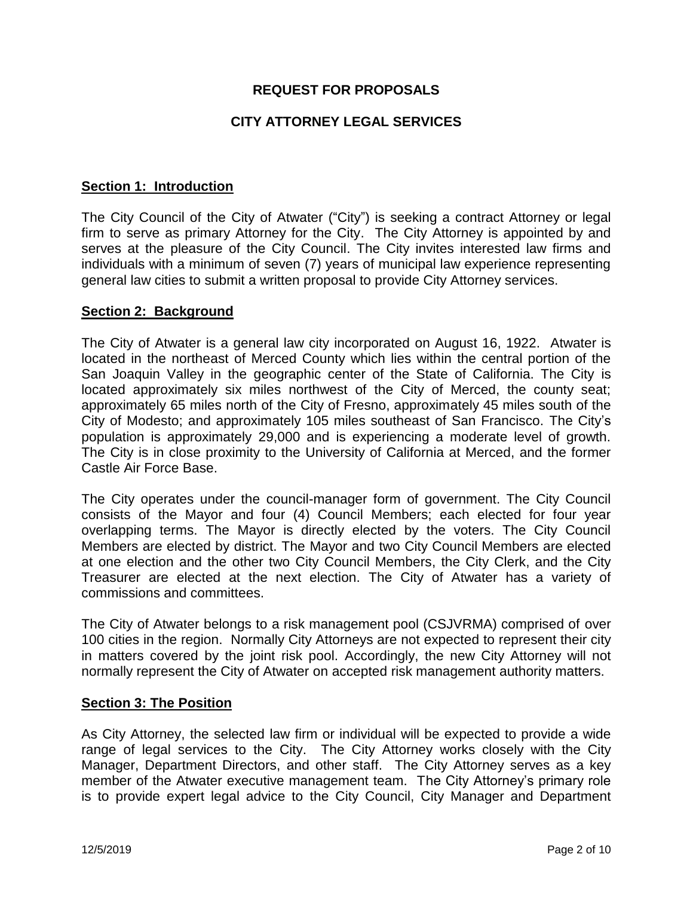# REQUEST FOR PROPOSALS

# CITY ATTORNEY LEGAL SERVICES

## Section 1: Introduction

The City Council of the City of Atwater ("City") is seeking a contract Attorney or legal firm to serve as primary Attorney for the City. The City Attorney is appointed by and serves at the pleasure of the City Council. The City invites interested law firms and individuals with a minimum of seven (7) years of municipal law experience representing general law cities to submit a written proposal to provide City Attorney services.

## Section 2: Background

The City of Atwater is a general law city incorporated on August 16, 1922. Atwater is located in the northeast of Merced County which lies within the central portion of the San Joaquin Valley in the geographic center of the State of California. The City is located approximately six miles northwest of the City of Merced, the county seat; approximately 65 miles north of the City of Fresno, approximately 45 miles south of the City of Modesto; and approximately 105 miles southeast of San Francisco. The City's population is approximately 29,000 and is experiencing a moderate level of growth. The City is in close proximity to the University of California at Merced, and the former Castle Air Force Base.

The City operates under the council-manager form of government. The City Council consists of the Mayor and four (4) Council Members; each elected for four year overlapping terms. The Mayor is directly elected by the voters. The City Council Members are elected by district. The Mayor and two City Council Members are elected at one election and the other two City Council Members, the City Clerk, and the City Treasurer are elected at the next election. The City of Atwater has a variety of commissions and committees.

The City of Atwater belongs to a risk management pool (CSJVRMA) comprised of over 100 cities in the region. Normally City Attorneys are not expected to represent their city in matters covered by the joint risk pool. Accordingly, the new City Attorney will not normally represent the City of Atwater on accepted risk management authority matters.

## Section 3: The Position

As City Attorney, the selected law firm or individual will be expected to provide a wide range of legal services to the City. The City Attorney works closely with the City Manager, Department Directors, and other staff. The City Attorney serves as a key member of the Atwater executive management team. The City Attorney's primary role is to provide expert legal advice to the City Council, City Manager and Department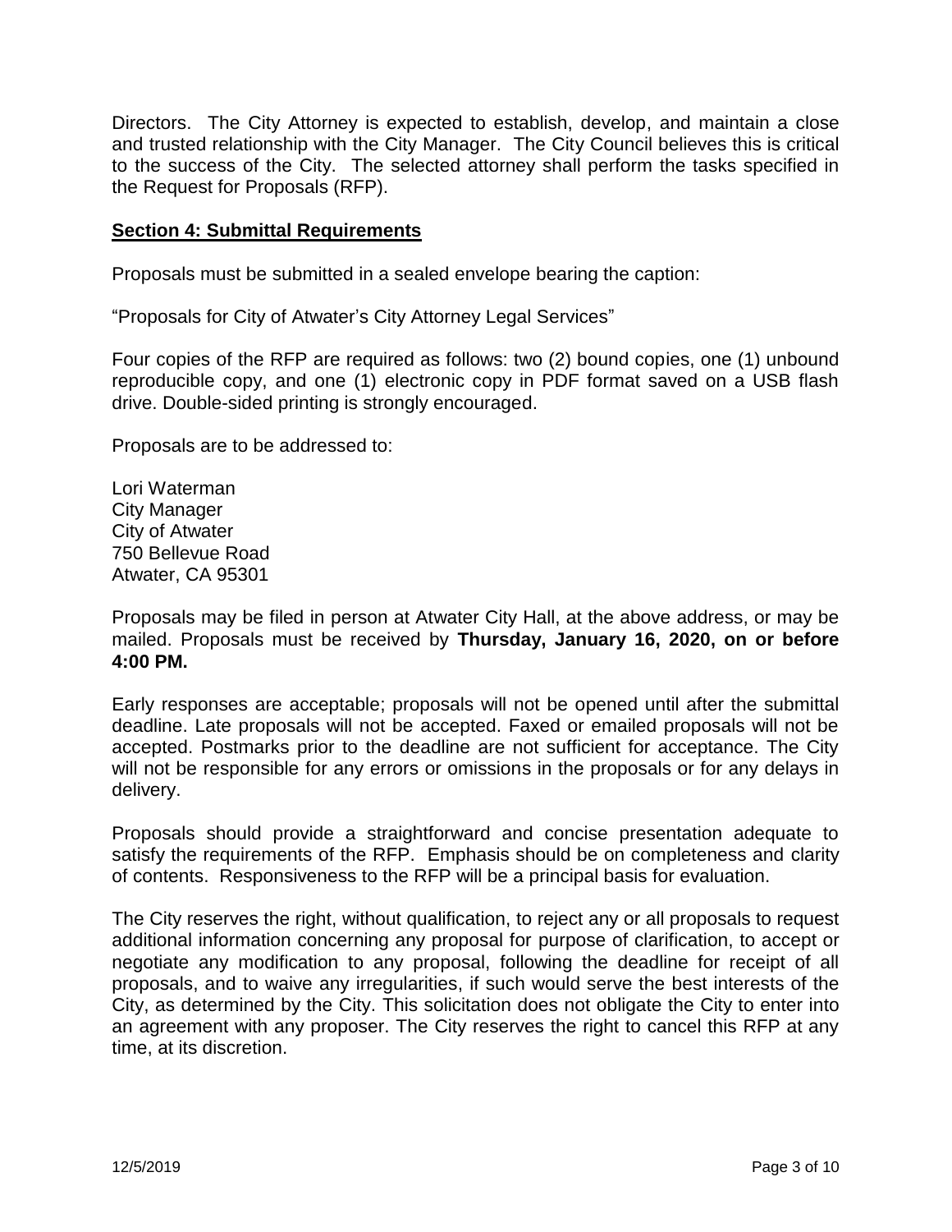Directors. The City Attorney is expected to establish, develop, and maintain a close and trusted relationship with the City Manager. The City Council believes this is critical to the success of the City. The selected attorney shall perform the tasks specified in the Request for Proposals (RFP).

## Section 4: Submittal Requirements

Proposals must be submitted in a sealed envelope bearing the caption:

"Proposals for City of Atwater's City Attorney Legal Services"

Four copies of the RFP are required as follows: two (2) bound copies, one (1) unbound reproducible copy, and one (1) electronic copy in PDF format saved on a USB flash drive. Double-sided printing is strongly encouraged.

Proposals are to be addressed to:

Lori Waterman
City Manager
City of Atwater
750 Bellevue Road
Atwater, CA 95301

Proposals may be filed in person at Atwater City Hall, at the above address, or may be mailed. Proposals must be received by **Thursday, January 16, 2020, on or before 4:00 PM.**

Early responses are acceptable; proposals will not be opened until after the submittal deadline. Late proposals will not be accepted. Faxed or emailed proposals will not be accepted. Postmarks prior to the deadline are not sufficient for acceptance. The City will not be responsible for any errors or omissions in the proposals or for any delays in delivery.

Proposals should provide a straightforward and concise presentation adequate to satisfy the requirements of the RFP. Emphasis should be on completeness and clarity of contents. Responsiveness to the RFP will be a principal basis for evaluation.

The City reserves the right, without qualification, to reject any or all proposals to request additional information concerning any proposal for purpose of clarification, to accept or negotiate any modification to any proposal, following the deadline for receipt of all proposals, and to waive any irregularities, if such would serve the best interests of the City, as determined by the City. This solicitation does not obligate the City to enter into an agreement with any proposer. The City reserves the right to cancel this RFP at any time, at its discretion.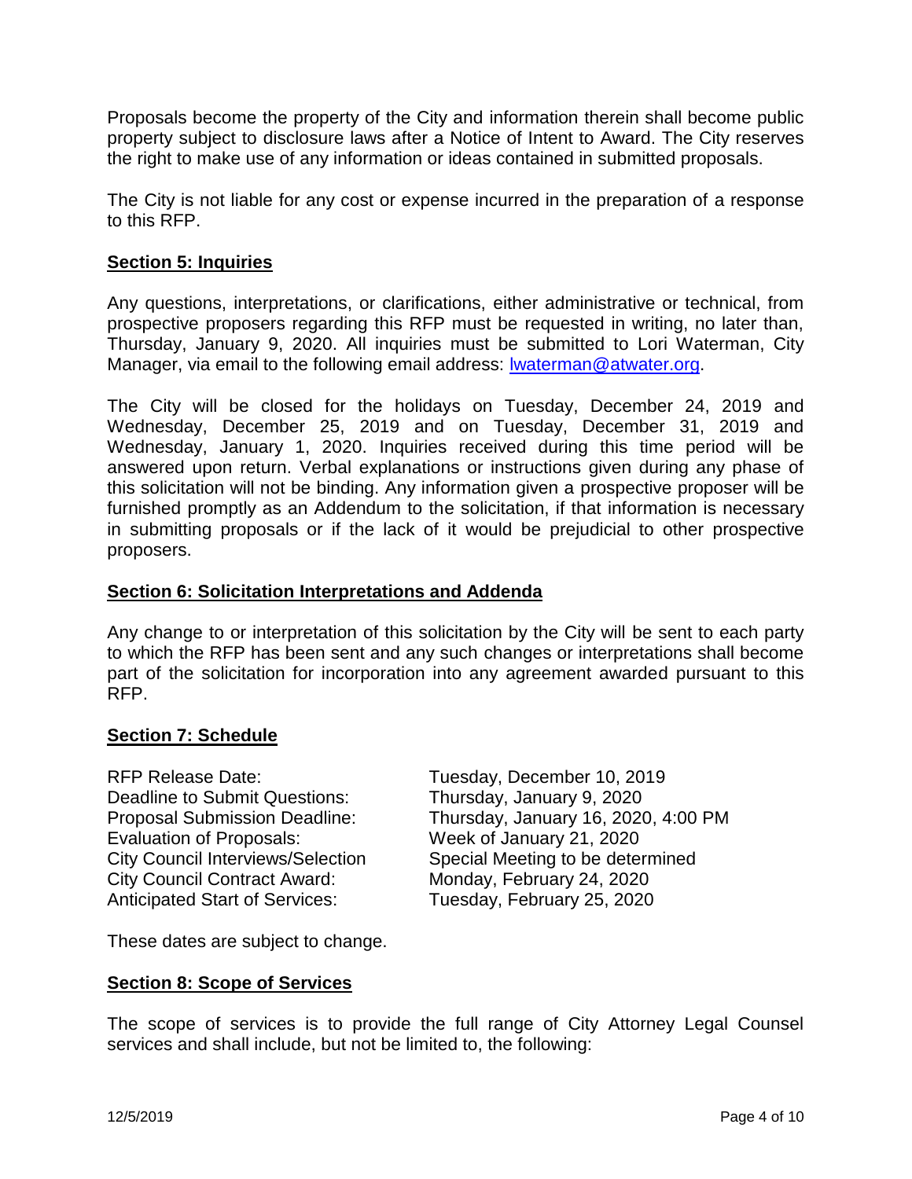Proposals become the property of the City and information therein shall become public property subject to disclosure laws after a Notice of Intent to Award. The City reserves the right to make use of any information or ideas contained in submitted proposals.

The City is not liable for any cost or expense incurred in the preparation of a response to this RFP.

## Section 5: Inquiries

Any questions, interpretations, or clarifications, either administrative or technical, from prospective proposers regarding this RFP must be requested in writing, no later than, Thursday, January 9, 2020. All inquiries must be submitted to Lori Waterman, City Manager, via email to the following email address: lwaterman@atwater.org.

The City will be closed for the holidays on Tuesday, December 24, 2019 and Wednesday, December 25, 2019 and on Tuesday, December 31, 2019 and Wednesday, January 1, 2020. Inquiries received during this time period will be answered upon return. Verbal explanations or instructions given during any phase of this solicitation will not be binding. Any information given a prospective proposer will be furnished promptly as an Addendum to the solicitation, if that information is necessary in submitting proposals or if the lack of it would be prejudicial to other prospective proposers.

## Section 6: Solicitation Interpretations and Addenda

Any change to or interpretation of this solicitation by the City will be sent to each party to which the RFP has been sent and any such changes or interpretations shall become part of the solicitation for incorporation into any agreement awarded pursuant to this RFP.

## Section 7: Schedule

| | |
|---|---|
| RFP Release Date: | Tuesday, December 10, 2019 |
| Deadline to Submit Questions: | Thursday, January 9, 2020 |
| Proposal Submission Deadline: | Thursday, January 16, 2020, 4:00 PM |
| Evaluation of Proposals: | Week of January 21, 2020 |
| City Council Interviews/Selection | Special Meeting to be determined |
| City Council Contract Award: | Monday, February 24, 2020 |
| Anticipated Start of Services: | Tuesday, February 25, 2020 |

These dates are subject to change.

## Section 8: Scope of Services

The scope of services is to provide the full range of City Attorney Legal Counsel services and shall include, but not be limited to, the following: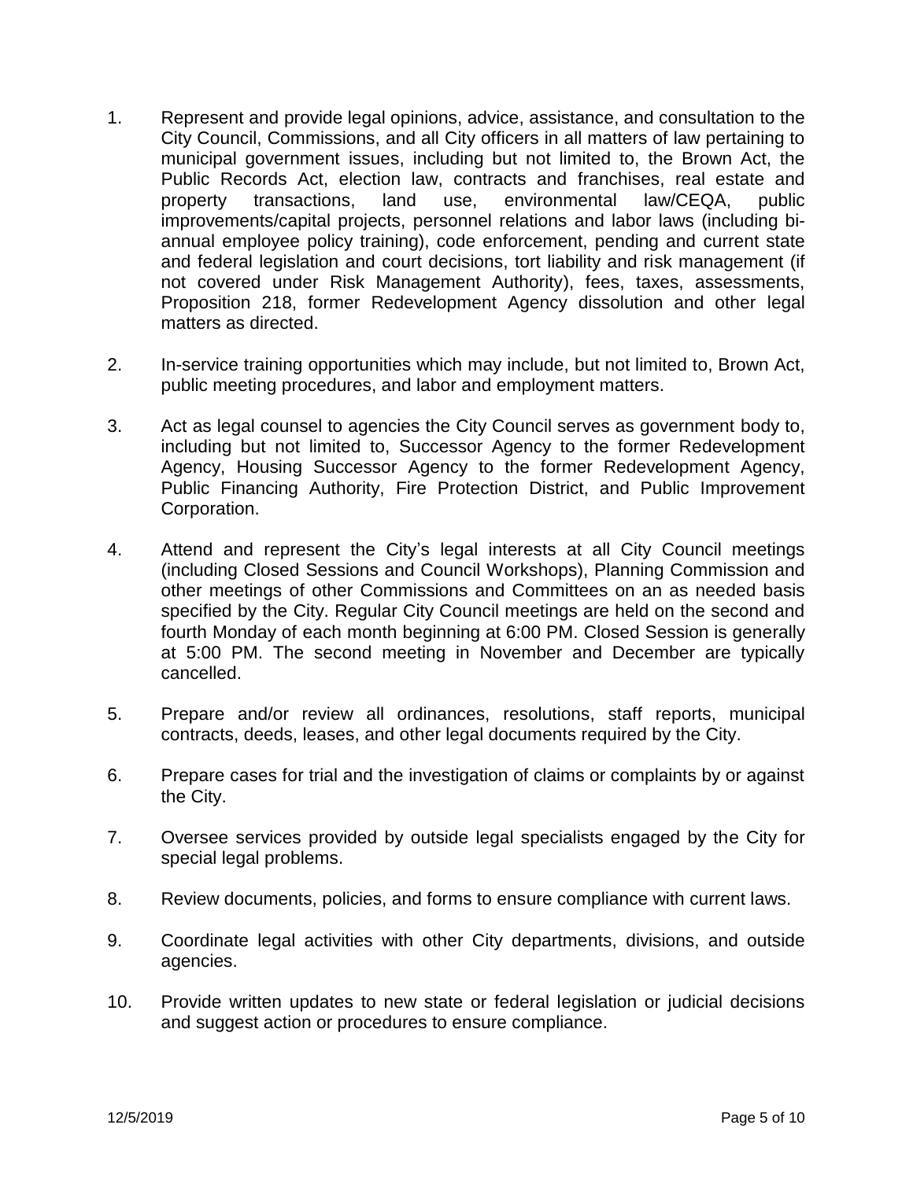1. Represent and provide legal opinions, advice, assistance, and consultation to the City Council, Commissions, and all City officers in all matters of law pertaining to municipal government issues, including but not limited to, the Brown Act, the Public Records Act, election law, contracts and franchises, real estate and property transactions, land use, environmental law/CEQA, public improvements/capital projects, personnel relations and labor laws (including bi-annual employee policy training), code enforcement, pending and current state and federal legislation and court decisions, tort liability and risk management (if not covered under Risk Management Authority), fees, taxes, assessments, Proposition 218, former Redevelopment Agency dissolution and other legal matters as directed.

2. In-service training opportunities which may include, but not limited to, Brown Act, public meeting procedures, and labor and employment matters.

3. Act as legal counsel to agencies the City Council serves as government body to, including but not limited to, Successor Agency to the former Redevelopment Agency, Housing Successor Agency to the former Redevelopment Agency, Public Financing Authority, Fire Protection District, and Public Improvement Corporation.

4. Attend and represent the City's legal interests at all City Council meetings (including Closed Sessions and Council Workshops), Planning Commission and other meetings of other Commissions and Committees on an as needed basis specified by the City. Regular City Council meetings are held on the second and fourth Monday of each month beginning at 6:00 PM. Closed Session is generally at 5:00 PM. The second meeting in November and December are typically cancelled.

5. Prepare and/or review all ordinances, resolutions, staff reports, municipal contracts, deeds, leases, and other legal documents required by the City.

6. Prepare cases for trial and the investigation of claims or complaints by or against the City.

7. Oversee services provided by outside legal specialists engaged by the City for special legal problems.

8. Review documents, policies, and forms to ensure compliance with current laws.

9. Coordinate legal activities with other City departments, divisions, and outside agencies.

10. Provide written updates to new state or federal legislation or judicial decisions and suggest action or procedures to ensure compliance.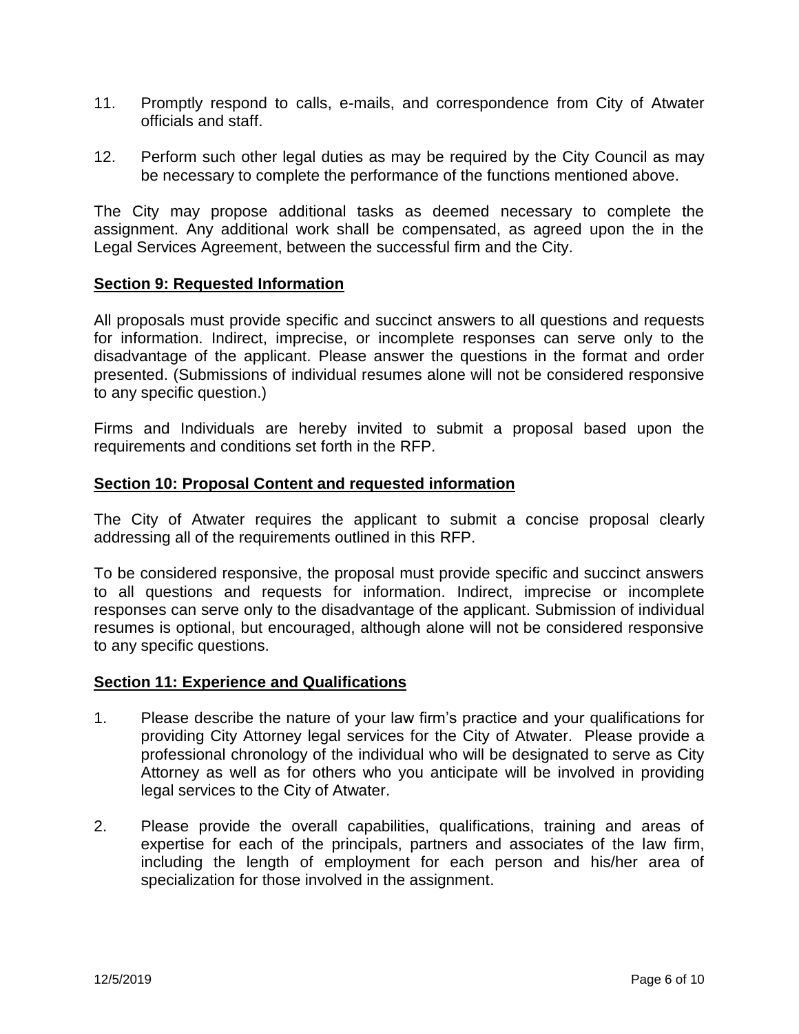11. Promptly respond to calls, e-mails, and correspondence from City of Atwater officials and staff.

12. Perform such other legal duties as may be required by the City Council as may be necessary to complete the performance of the functions mentioned above.

The City may propose additional tasks as deemed necessary to complete the assignment. Any additional work shall be compensated, as agreed upon the in the Legal Services Agreement, between the successful firm and the City.

## Section 9: Requested Information

All proposals must provide specific and succinct answers to all questions and requests for information. Indirect, imprecise, or incomplete responses can serve only to the disadvantage of the applicant. Please answer the questions in the format and order presented. (Submissions of individual resumes alone will not be considered responsive to any specific question.)

Firms and Individuals are hereby invited to submit a proposal based upon the requirements and conditions set forth in the RFP.

## Section 10: Proposal Content and requested information

The City of Atwater requires the applicant to submit a concise proposal clearly addressing all of the requirements outlined in this RFP.

To be considered responsive, the proposal must provide specific and succinct answers to all questions and requests for information. Indirect, imprecise or incomplete responses can serve only to the disadvantage of the applicant. Submission of individual resumes is optional, but encouraged, although alone will not be considered responsive to any specific questions.

## Section 11: Experience and Qualifications

1. Please describe the nature of your law firm's practice and your qualifications for providing City Attorney legal services for the City of Atwater. Please provide a professional chronology of the individual who will be designated to serve as City Attorney as well as for others who you anticipate will be involved in providing legal services to the City of Atwater.

2. Please provide the overall capabilities, qualifications, training and areas of expertise for each of the principals, partners and associates of the law firm, including the length of employment for each person and his/her area of specialization for those involved in the assignment.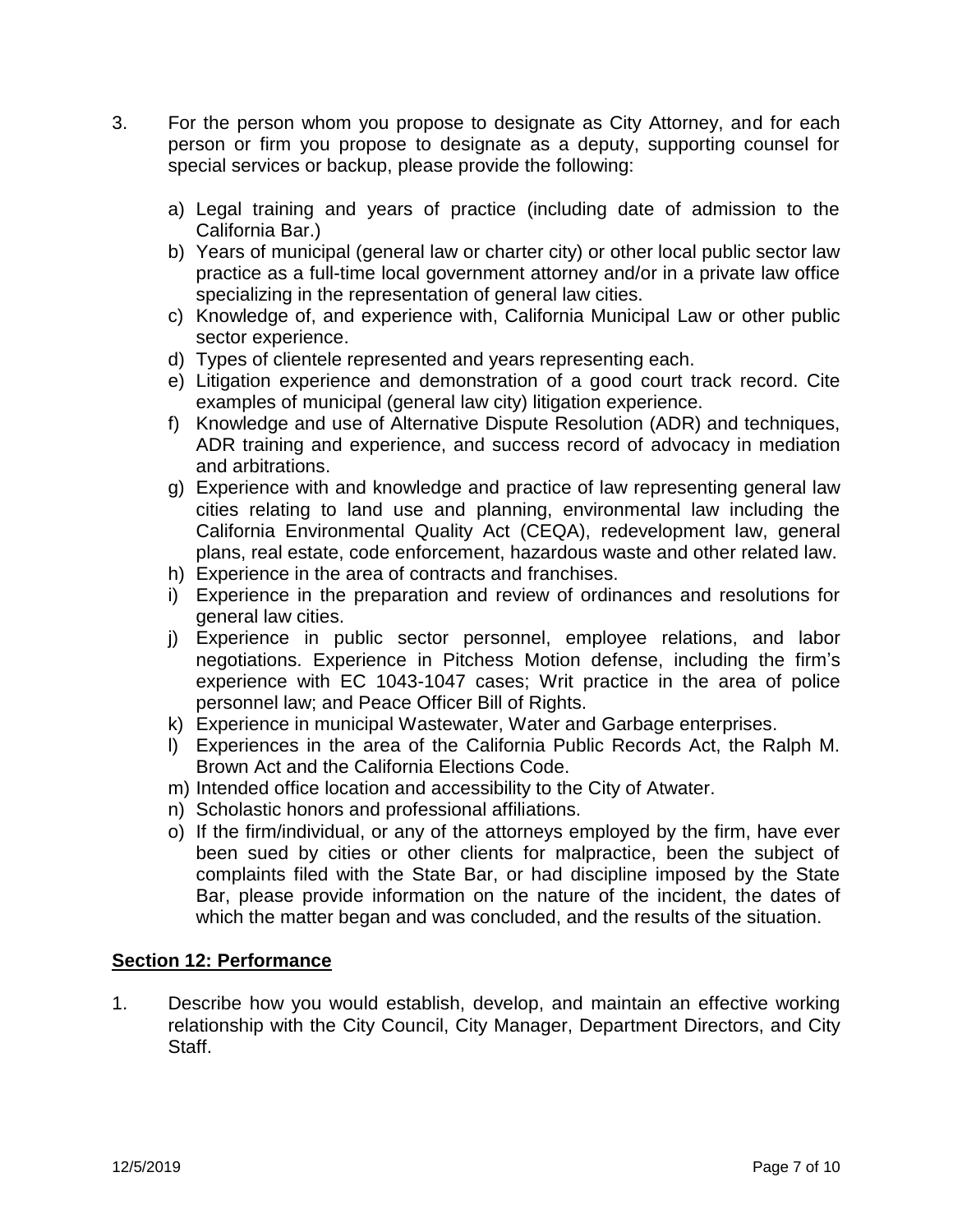3. For the person whom you propose to designate as City Attorney, and for each person or firm you propose to designate as a deputy, supporting counsel for special services or backup, please provide the following:

   a) Legal training and years of practice (including date of admission to the California Bar.)
   b) Years of municipal (general law or charter city) or other local public sector law practice as a full-time local government attorney and/or in a private law office specializing in the representation of general law cities.
   c) Knowledge of, and experience with, California Municipal Law or other public sector experience.
   d) Types of clientele represented and years representing each.
   e) Litigation experience and demonstration of a good court track record. Cite examples of municipal (general law city) litigation experience.
   f) Knowledge and use of Alternative Dispute Resolution (ADR) and techniques, ADR training and experience, and success record of advocacy in mediation and arbitrations.
   g) Experience with and knowledge and practice of law representing general law cities relating to land use and planning, environmental law including the California Environmental Quality Act (CEQA), redevelopment law, general plans, real estate, code enforcement, hazardous waste and other related law.
   h) Experience in the area of contracts and franchises.
   i) Experience in the preparation and review of ordinances and resolutions for general law cities.
   j) Experience in public sector personnel, employee relations, and labor negotiations. Experience in Pitchess Motion defense, including the firm's experience with EC 1043-1047 cases; Writ practice in the area of police personnel law; and Peace Officer Bill of Rights.
   k) Experience in municipal Wastewater, Water and Garbage enterprises.
   l) Experiences in the area of the California Public Records Act, the Ralph M. Brown Act and the California Elections Code.
   m) Intended office location and accessibility to the City of Atwater.
   n) Scholastic honors and professional affiliations.
   o) If the firm/individual, or any of the attorneys employed by the firm, have ever been sued by cities or other clients for malpractice, been the subject of complaints filed with the State Bar, or had discipline imposed by the State Bar, please provide information on the nature of the incident, the dates of which the matter began and was concluded, and the results of the situation.

## Section 12: Performance

1. Describe how you would establish, develop, and maintain an effective working relationship with the City Council, City Manager, Department Directors, and City Staff.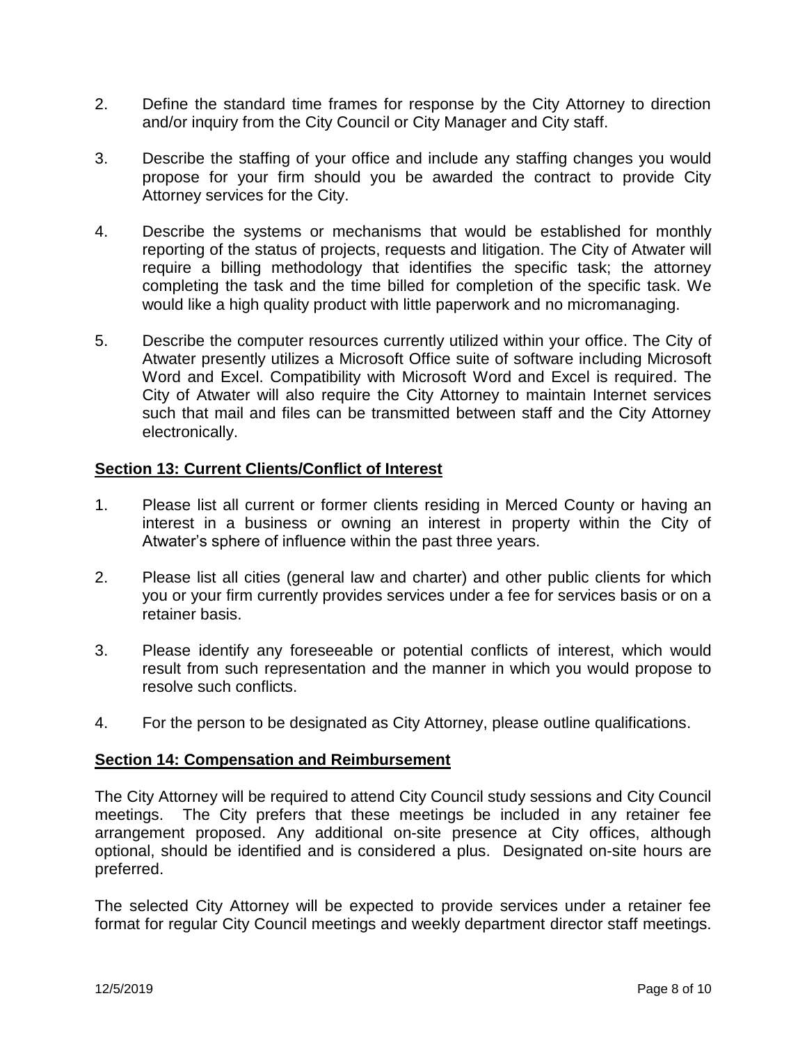2. Define the standard time frames for response by the City Attorney to direction and/or inquiry from the City Council or City Manager and City staff.

3. Describe the staffing of your office and include any staffing changes you would propose for your firm should you be awarded the contract to provide City Attorney services for the City.

4. Describe the systems or mechanisms that would be established for monthly reporting of the status of projects, requests and litigation. The City of Atwater will require a billing methodology that identifies the specific task; the attorney completing the task and the time billed for completion of the specific task. We would like a high quality product with little paperwork and no micromanaging.

5. Describe the computer resources currently utilized within your office. The City of Atwater presently utilizes a Microsoft Office suite of software including Microsoft Word and Excel. Compatibility with Microsoft Word and Excel is required. The City of Atwater will also require the City Attorney to maintain Internet services such that mail and files can be transmitted between staff and the City Attorney electronically.

## Section 13: Current Clients/Conflict of Interest

1. Please list all current or former clients residing in Merced County or having an interest in a business or owning an interest in property within the City of Atwater's sphere of influence within the past three years.

2. Please list all cities (general law and charter) and other public clients for which you or your firm currently provides services under a fee for services basis or on a retainer basis.

3. Please identify any foreseeable or potential conflicts of interest, which would result from such representation and the manner in which you would propose to resolve such conflicts.

4. For the person to be designated as City Attorney, please outline qualifications.

## Section 14: Compensation and Reimbursement

The City Attorney will be required to attend City Council study sessions and City Council meetings. The City prefers that these meetings be included in any retainer fee arrangement proposed. Any additional on-site presence at City offices, although optional, should be identified and is considered a plus. Designated on-site hours are preferred.

The selected City Attorney will be expected to provide services under a retainer fee format for regular City Council meetings and weekly department director staff meetings.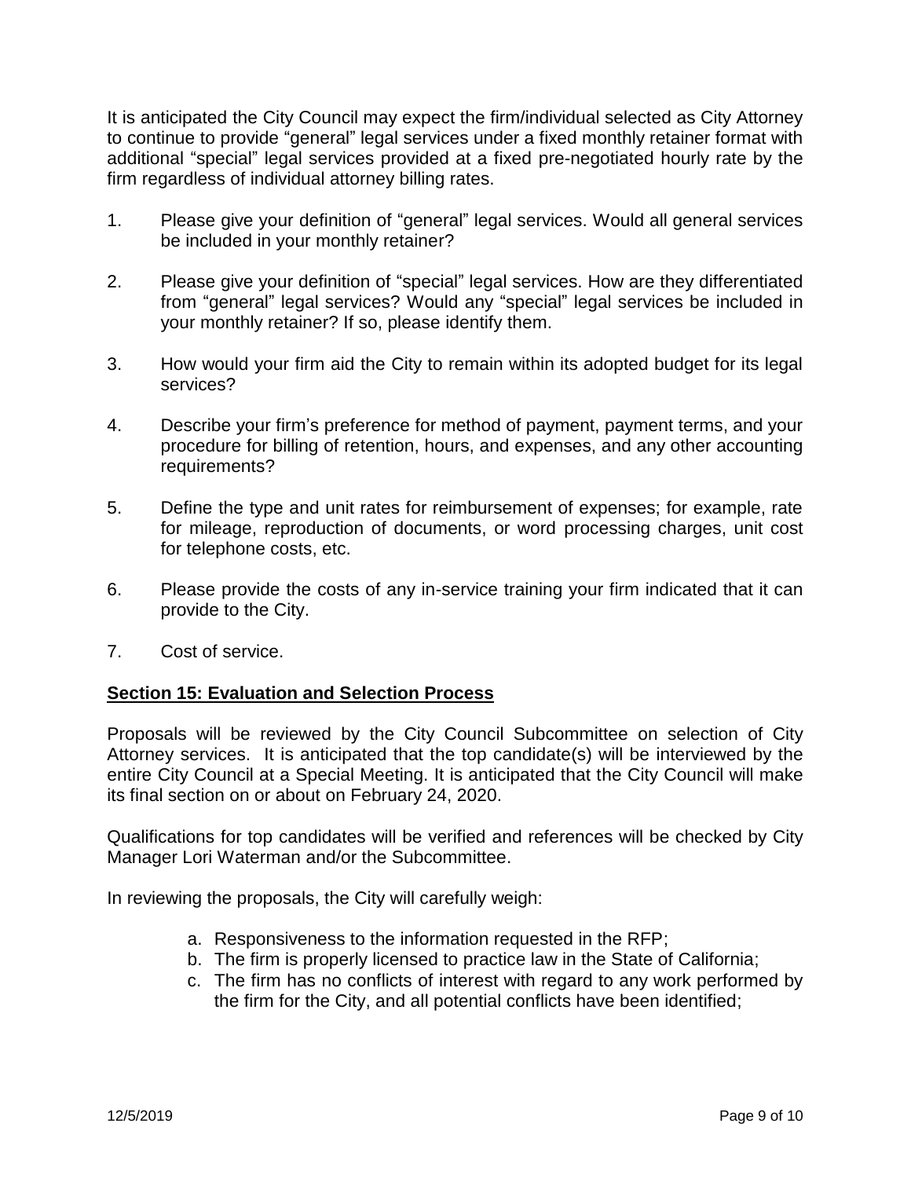It is anticipated the City Council may expect the firm/individual selected as City Attorney to continue to provide "general" legal services under a fixed monthly retainer format with additional "special" legal services provided at a fixed pre-negotiated hourly rate by the firm regardless of individual attorney billing rates.

1. Please give your definition of "general" legal services. Would all general services be included in your monthly retainer?

2. Please give your definition of "special" legal services. How are they differentiated from "general" legal services? Would any "special" legal services be included in your monthly retainer? If so, please identify them.

3. How would your firm aid the City to remain within its adopted budget for its legal services?

4. Describe your firm's preference for method of payment, payment terms, and your procedure for billing of retention, hours, and expenses, and any other accounting requirements?

5. Define the type and unit rates for reimbursement of expenses; for example, rate for mileage, reproduction of documents, or word processing charges, unit cost for telephone costs, etc.

6. Please provide the costs of any in-service training your firm indicated that it can provide to the City.

7. Cost of service.

## Section 15: Evaluation and Selection Process

Proposals will be reviewed by the City Council Subcommittee on selection of City Attorney services. It is anticipated that the top candidate(s) will be interviewed by the entire City Council at a Special Meeting. It is anticipated that the City Council will make its final section on or about on February 24, 2020.

Qualifications for top candidates will be verified and references will be checked by City Manager Lori Waterman and/or the Subcommittee.

In reviewing the proposals, the City will carefully weigh:

a. Responsiveness to the information requested in the RFP;
b. The firm is properly licensed to practice law in the State of California;
c. The firm has no conflicts of interest with regard to any work performed by the firm for the City, and all potential conflicts have been identified;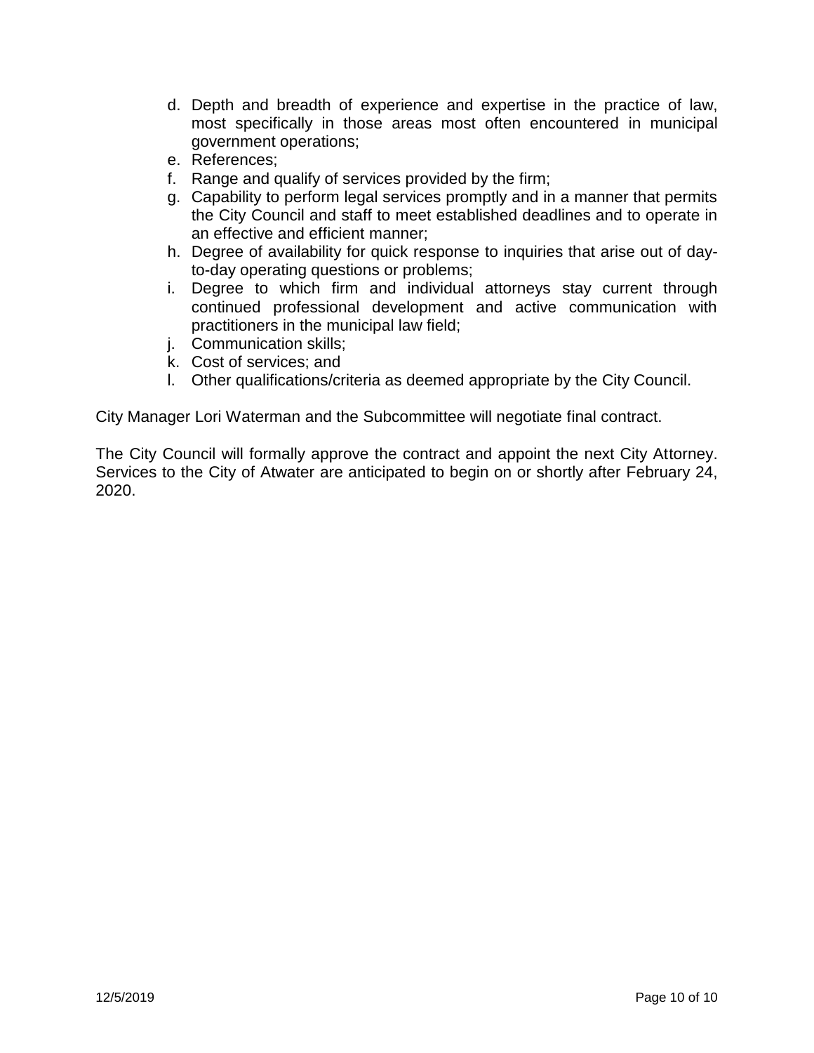d. Depth and breadth of experience and expertise in the practice of law, most specifically in those areas most often encountered in municipal government operations;
e. References;
f. Range and qualify of services provided by the firm;
g. Capability to perform legal services promptly and in a manner that permits the City Council and staff to meet established deadlines and to operate in an effective and efficient manner;
h. Degree of availability for quick response to inquiries that arise out of day-to-day operating questions or problems;
i. Degree to which firm and individual attorneys stay current through continued professional development and active communication with practitioners in the municipal law field;
j. Communication skills;
k. Cost of services; and
l. Other qualifications/criteria as deemed appropriate by the City Council.

City Manager Lori Waterman and the Subcommittee will negotiate final contract.

The City Council will formally approve the contract and appoint the next City Attorney. Services to the City of Atwater are anticipated to begin on or shortly after February 24, 2020.